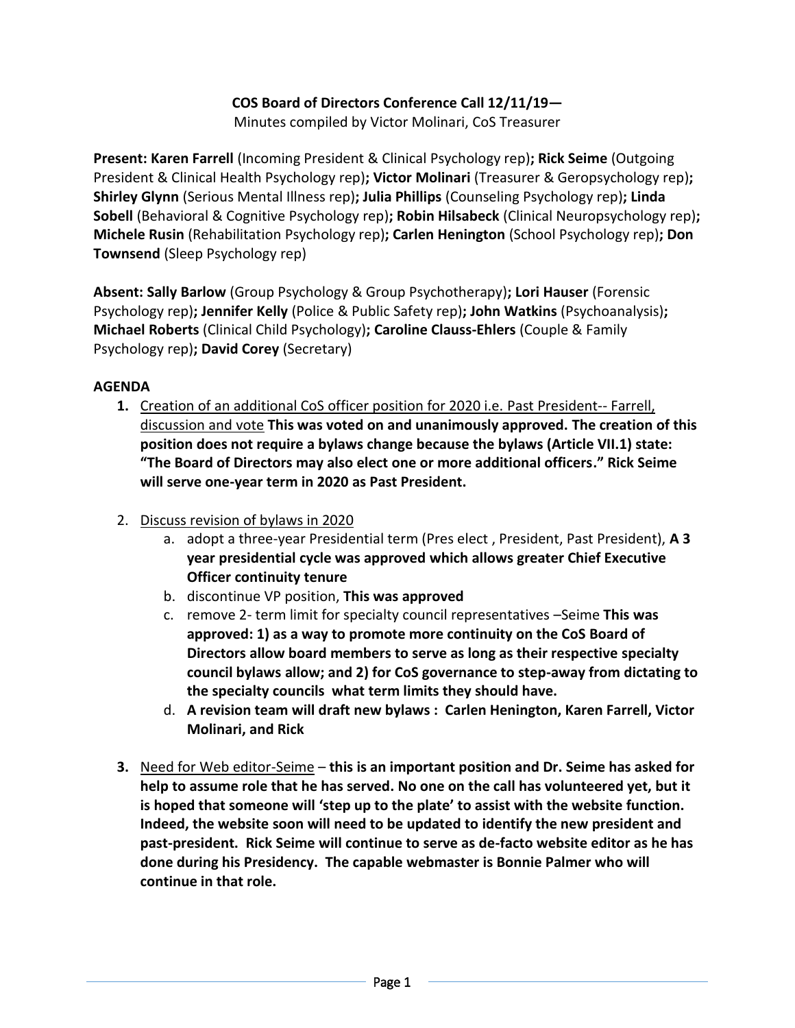**COS Board of Directors Conference Call 12/11/19—**

Minutes compiled by Victor Molinari, CoS Treasurer

**Present: Karen Farrell** (Incoming President & Clinical Psychology rep)**; Rick Seime** (Outgoing President & Clinical Health Psychology rep)**; Victor Molinari** (Treasurer & Geropsychology rep)**; Shirley Glynn** (Serious Mental Illness rep)**; Julia Phillips** (Counseling Psychology rep)**; Linda Sobell** (Behavioral & Cognitive Psychology rep)**; Robin Hilsabeck** (Clinical Neuropsychology rep)**; Michele Rusin** (Rehabilitation Psychology rep)**; Carlen Henington** (School Psychology rep)**; Don Townsend** (Sleep Psychology rep)

**Absent: Sally Barlow** (Group Psychology & Group Psychotherapy)**; Lori Hauser** (Forensic Psychology rep)**; Jennifer Kelly** (Police & Public Safety rep)**; John Watkins** (Psychoanalysis)**; Michael Roberts** (Clinical Child Psychology)**; Caroline Clauss-Ehlers** (Couple & Family Psychology rep)**; David Corey** (Secretary)

**AGENDA**

1. <u>Creation of an additional CoS officer position for 2020 i.e. Past President-- Farrell, discussion and vote</u> **This was voted on and unanimously approved. The creation of this position does not require a bylaws change because the bylaws (Article VII.1) state: "The Board of Directors may also elect one or more additional officers." Rick Seime will serve one-year term in 2020 as Past President.**

2. <u>Discuss revision of bylaws in 2020</u>
   a. adopt a three-year Presidential term (Pres elect , President, Past President), **A 3 year presidential cycle was approved which allows greater Chief Executive Officer continuity tenure**
   b. discontinue VP position, **This was approved**
   c. remove 2- term limit for specialty council representatives –Seime **This was approved: 1) as a way to promote more continuity on the CoS Board of Directors allow board members to serve as long as their respective specialty council bylaws allow; and 2) for CoS governance to step-away from dictating to the specialty councils what term limits they should have.**
   d. **A revision team will draft new bylaws : Carlen Henington, Karen Farrell, Victor Molinari, and Rick**

3. <u>Need for Web editor-Seime</u> – **this is an important position and Dr. Seime has asked for help to assume role that he has served. No one on the call has volunteered yet, but it is hoped that someone will 'step up to the plate' to assist with the website function. Indeed, the website soon will need to be updated to identify the new president and past-president. Rick Seime will continue to serve as de-facto website editor as he has done during his Presidency. The capable webmaster is Bonnie Palmer who will continue in that role.**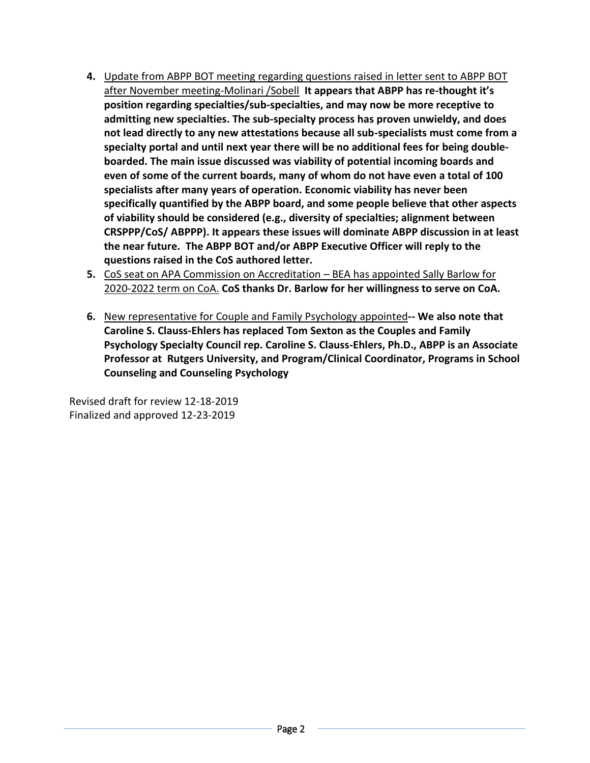4. <u>Update from ABPP BOT meeting regarding questions raised in letter sent to ABPP BOT after November meeting-Molinari /Sobell</u> **It appears that ABPP has re-thought it's position regarding specialties/sub-specialties, and may now be more receptive to admitting new specialties. The sub-specialty process has proven unwieldy, and does not lead directly to any new attestations because all sub-specialists must come from a specialty portal and until next year there will be no additional fees for being double-boarded. The main issue discussed was viability of potential incoming boards and even of some of the current boards, many of whom do not have even a total of 100 specialists after many years of operation. Economic viability has never been specifically quantified by the ABPP board, and some people believe that other aspects of viability should be considered (e.g., diversity of specialties; alignment between CRSPPP/CoS/ ABPPP). It appears these issues will dominate ABPP discussion in at least the near future. The ABPP BOT and/or ABPP Executive Officer will reply to the questions raised in the CoS authored letter.**
5. <u>CoS seat on APA Commission on Accreditation – BEA has appointed Sally Barlow for 2020-2022 term on CoA.</u> **CoS thanks Dr. Barlow for her willingness to serve on CoA.**
6. <u>New representative for Couple and Family Psychology appointed</u>**-- We also note that Caroline S. Clauss-Ehlers has replaced Tom Sexton as the Couples and Family Psychology Specialty Council rep. Caroline S. Clauss-Ehlers, Ph.D., ABPP is an Associate Professor at Rutgers University, and Program/Clinical Coordinator, Programs in School Counseling and Counseling Psychology**

Revised draft for review 12-18-2019
Finalized and approved 12-23-2019